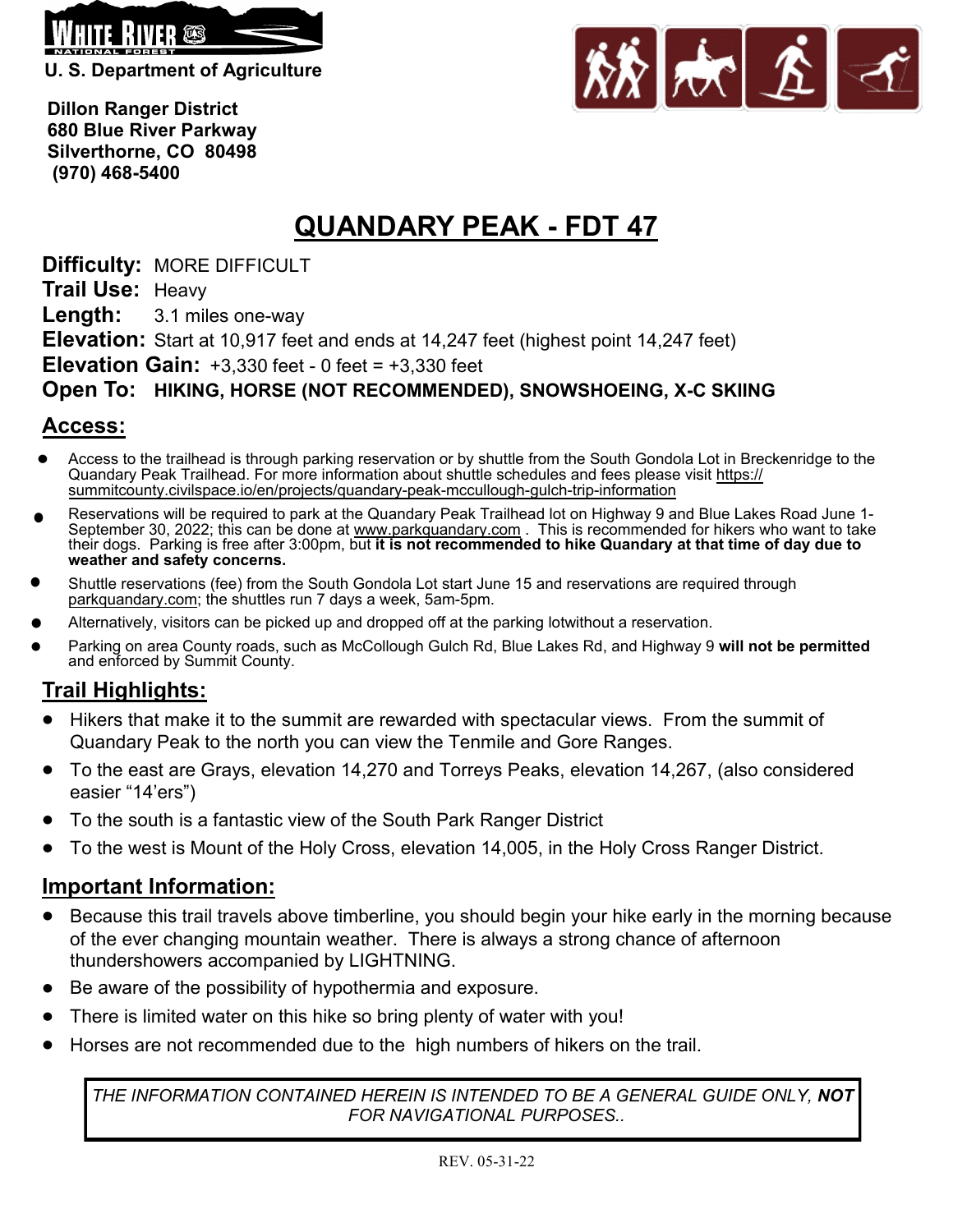WHITE RIVER NATIONAL FOREST

U. S. Department of Agriculture

**Dillon Ranger District**
**680 Blue River Parkway**
**Silverthorne, CO 80498**
**(970) 468-5400**

# QUANDARY PEAK - FDT 47

**Difficulty:** MORE DIFFICULT
**Trail Use:** Heavy
**Length:** 3.1 miles one-way
**Elevation:** Start at 10,917 feet and ends at 14,247 feet (highest point 14,247 feet)
**Elevation Gain:** +3,330 feet - 0 feet = +3,330 feet
**Open To:** **HIKING, HORSE (NOT RECOMMENDED), SNOWSHOEING, X-C SKIING**

## Access:

- Access to the trailhead is through parking reservation or by shuttle from the South Gondola Lot in Breckenridge to the Quandary Peak Trailhead. For more information about shuttle schedules and fees please visit https://summitcounty.civilspace.io/en/projects/quandary-peak-mccullough-gulch-trip-information
- Reservations will be required to park at the Quandary Peak Trailhead lot on Highway 9 and Blue Lakes Road June 1-September 30, 2022; this can be done at www.parkquandary.com . This is recommended for hikers who want to take their dogs. Parking is free after 3:00pm, but **it is not recommended to hike Quandary at that time of day due to weather and safety concerns.**
- Shuttle reservations (fee) from the South Gondola Lot start June 15 and reservations are required through parkquandary.com; the shuttles run 7 days a week, 5am-5pm.
- Alternatively, visitors can be picked up and dropped off at the parking lotwithout a reservation.
- Parking on area County roads, such as McCollough Gulch Rd, Blue Lakes Rd, and Highway 9 **will not be permitted** and enforced by Summit County.

## Trail Highlights:

- Hikers that make it to the summit are rewarded with spectacular views. From the summit of Quandary Peak to the north you can view the Tenmile and Gore Ranges.
- To the east are Grays, elevation 14,270 and Torreys Peaks, elevation 14,267, (also considered easier "14'ers")
- To the south is a fantastic view of the South Park Ranger District
- To the west is Mount of the Holy Cross, elevation 14,005, in the Holy Cross Ranger District.

## Important Information:

- Because this trail travels above timberline, you should begin your hike early in the morning because of the ever changing mountain weather. There is always a strong chance of afternoon thundershowers accompanied by LIGHTNING.
- Be aware of the possibility of hypothermia and exposure.
- There is limited water on this hike so bring plenty of water with you!
- Horses are not recommended due to the high numbers of hikers on the trail.

*THE INFORMATION CONTAINED HEREIN IS INTENDED TO BE A GENERAL GUIDE ONLY, **NOT** FOR NAVIGATIONAL PURPOSES..*

REV. 05-31-22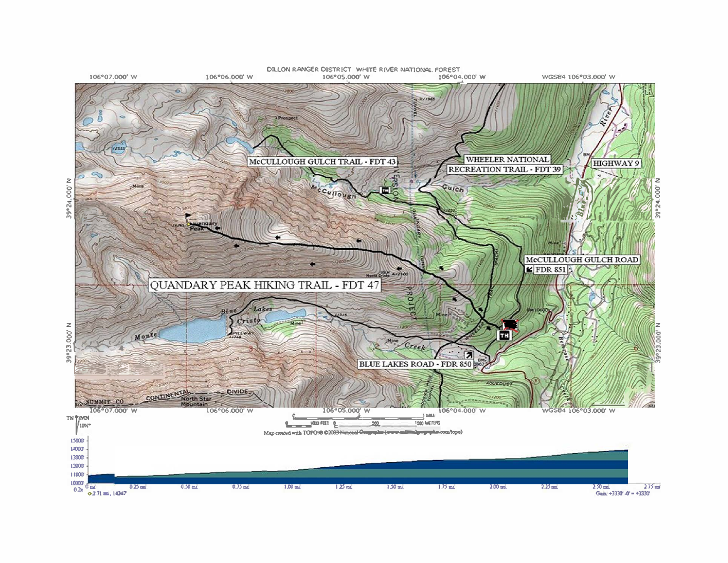DILLON RANGER DISTRICT WHITE RIVER NATIONAL FOREST

106°07.000' W 106°06.000' W 106°05.000' W 106°04.000' W WGS84 106°03.000' W

McCULLOUGH GULCH TRAIL - FDT 43

WHEELER NATIONAL RECREATION TRAIL - FDT 39

HIGHWAY 9

McCULLOUGH GULCH ROAD FDR 851

QUANDARY PEAK HIKING TRAIL - FDT 47

BLUE LAKES ROAD - FDR 850

39°24.000' N

39°23.000' N

Map created with TOPO!® ©2003 National Geographic (www.nationalgeographic.com/topo)

15000' 14000' 13000' 12000' 11000' 10000'

0 mi. 0.25 mi. 0.50 mi. 0.75 mi. 1.00 mi. 1.25 mi. 1.50 mi. 1.75 mi. 2.00 mi. 2.25 mi. 2.50 mi. 2.75 mi.

2.71 mi., 14047'

Gain: +3330' -0' = +3330'